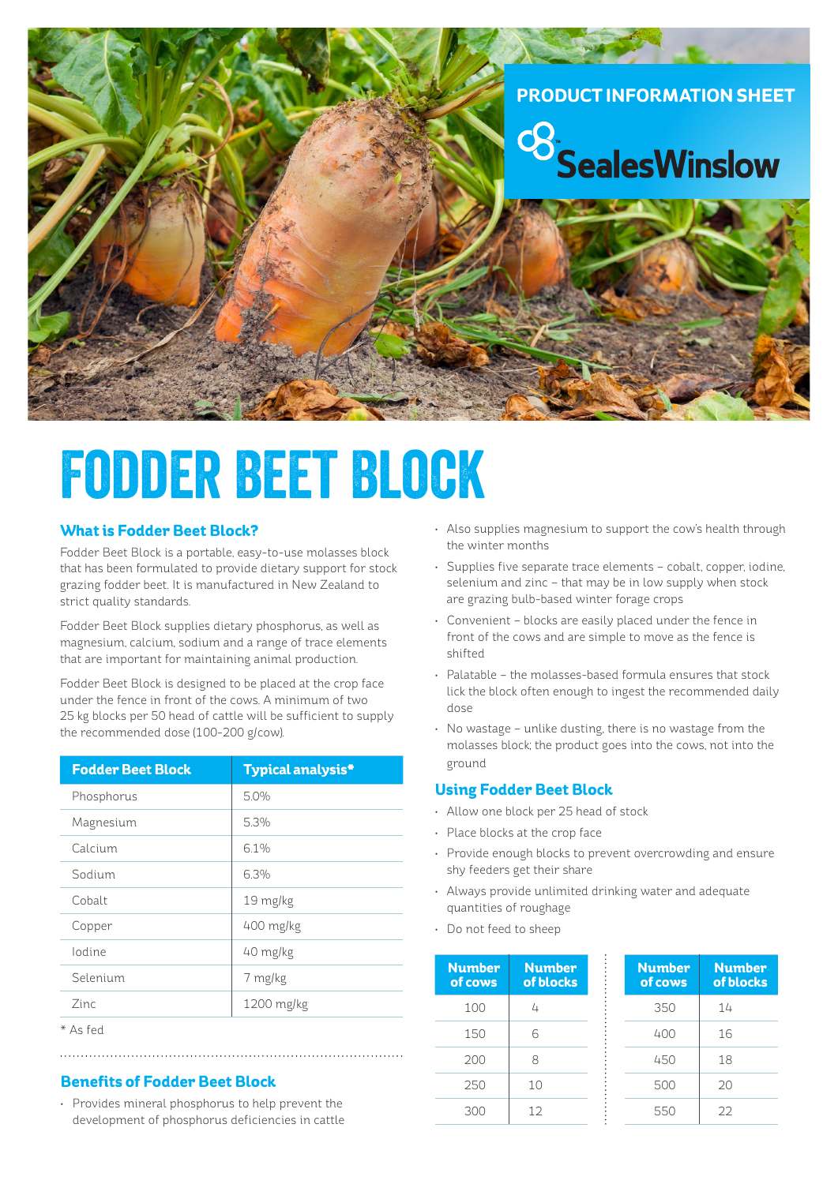PRODUCT INFORMATION SHEET

SealesWinslow

# FODDER BEET BLOCK

## What is Fodder Beet Block?

Fodder Beet Block is a portable, easy-to-use molasses block that has been formulated to provide dietary support for stock grazing fodder beet. It is manufactured in New Zealand to strict quality standards.

Fodder Beet Block supplies dietary phosphorus, as well as magnesium, calcium, sodium and a range of trace elements that are important for maintaining animal production.

Fodder Beet Block is designed to be placed at the crop face under the fence in front of the cows. A minimum of two 25 kg blocks per 50 head of cattle will be sufficient to supply the recommended dose (100-200 g/cow).

| Fodder Beet Block | Typical analysis* |
|---|---|
| Phosphorus | 5.0% |
| Magnesium | 5.3% |
| Calcium | 6.1% |
| Sodium | 6.3% |
| Cobalt | 19 mg/kg |
| Copper | 400 mg/kg |
| Iodine | 40 mg/kg |
| Selenium | 7 mg/kg |
| Zinc | 1200 mg/kg |

\* As fed

## Benefits of Fodder Beet Block

- Provides mineral phosphorus to help prevent the development of phosphorus deficiencies in cattle
- Also supplies magnesium to support the cow's health through the winter months
- Supplies five separate trace elements – cobalt, copper, iodine, selenium and zinc – that may be in low supply when stock are grazing bulb-based winter forage crops
- Convenient – blocks are easily placed under the fence in front of the cows and are simple to move as the fence is shifted
- Palatable – the molasses-based formula ensures that stock lick the block often enough to ingest the recommended daily dose
- No wastage – unlike dusting, there is no wastage from the molasses block; the product goes into the cows, not into the ground

## Using Fodder Beet Block

- Allow one block per 25 head of stock
- Place blocks at the crop face
- Provide enough blocks to prevent overcrowding and ensure shy feeders get their share
- Always provide unlimited drinking water and adequate quantities of roughage
- Do not feed to sheep

| Number of cows | Number of blocks |
|---|---|
| 100 | 4 |
| 150 | 6 |
| 200 | 8 |
| 250 | 10 |
| 300 | 12 |
| 350 | 14 |
| 400 | 16 |
| 450 | 18 |
| 500 | 20 |
| 550 | 22 |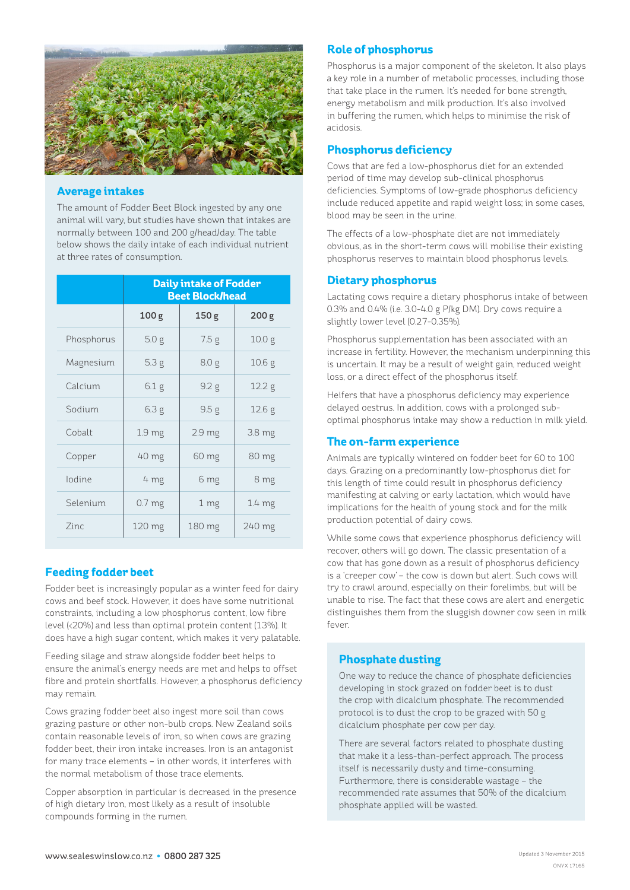## Average intakes

The amount of Fodder Beet Block ingested by any one animal will vary, but studies have shown that intakes are normally between 100 and 200 g/head/day. The table below shows the daily intake of each individual nutrient at three rates of consumption.

| | Daily intake of Fodder Beet Block/head | | |
|---|---|---|---|
| | 100 g | 150 g | 200 g |
| Phosphorus | 5.0 g | 7.5 g | 10.0 g |
| Magnesium | 5.3 g | 8.0 g | 10.6 g |
| Calcium | 6.1 g | 9.2 g | 12.2 g |
| Sodium | 6.3 g | 9.5 g | 12.6 g |
| Cobalt | 1.9 mg | 2.9 mg | 3.8 mg |
| Copper | 40 mg | 60 mg | 80 mg |
| Iodine | 4 mg | 6 mg | 8 mg |
| Selenium | 0.7 mg | 1 mg | 1.4 mg |
| Zinc | 120 mg | 180 mg | 240 mg |

## Feeding fodder beet

Fodder beet is increasingly popular as a winter feed for dairy cows and beef stock. However, it does have some nutritional constraints, including a low phosphorus content, low fibre level (<20%) and less than optimal protein content (13%). It does have a high sugar content, which makes it very palatable.

Feeding silage and straw alongside fodder beet helps to ensure the animal's energy needs are met and helps to offset fibre and protein shortfalls. However, a phosphorus deficiency may remain.

Cows grazing fodder beet also ingest more soil than cows grazing pasture or other non-bulb crops. New Zealand soils contain reasonable levels of iron, so when cows are grazing fodder beet, their iron intake increases. Iron is an antagonist for many trace elements – in other words, it interferes with the normal metabolism of those trace elements.

Copper absorption in particular is decreased in the presence of high dietary iron, most likely as a result of insoluble compounds forming in the rumen.

## Role of phosphorus

Phosphorus is a major component of the skeleton. It also plays a key role in a number of metabolic processes, including those that take place in the rumen. It's needed for bone strength, energy metabolism and milk production. It's also involved in buffering the rumen, which helps to minimise the risk of acidosis.

## Phosphorus deficiency

Cows that are fed a low-phosphorus diet for an extended period of time may develop sub-clinical phosphorus deficiencies. Symptoms of low-grade phosphorus deficiency include reduced appetite and rapid weight loss; in some cases, blood may be seen in the urine.

The effects of a low-phosphate diet are not immediately obvious, as in the short-term cows will mobilise their existing phosphorus reserves to maintain blood phosphorus levels.

## Dietary phosphorus

Lactating cows require a dietary phosphorus intake of between 0.3% and 0.4% (i.e. 3.0-4.0 g P/kg DM). Dry cows require a slightly lower level (0.27-0.35%).

Phosphorus supplementation has been associated with an increase in fertility. However, the mechanism underpinning this is uncertain. It may be a result of weight gain, reduced weight loss, or a direct effect of the phosphorus itself.

Heifers that have a phosphorus deficiency may experience delayed oestrus. In addition, cows with a prolonged sub-optimal phosphorus intake may show a reduction in milk yield.

## The on-farm experience

Animals are typically wintered on fodder beet for 60 to 100 days. Grazing on a predominantly low-phosphorus diet for this length of time could result in phosphorus deficiency manifesting at calving or early lactation, which would have implications for the health of young stock and for the milk production potential of dairy cows.

While some cows that experience phosphorus deficiency will recover, others will go down. The classic presentation of a cow that has gone down as a result of phosphorus deficiency is a 'creeper cow' – the cow is down but alert. Such cows will try to crawl around, especially on their forelimbs, but will be unable to rise. The fact that these cows are alert and energetic distinguishes them from the sluggish downer cow seen in milk fever.

## Phosphate dusting

One way to reduce the chance of phosphate deficiencies developing in stock grazed on fodder beet is to dust the crop with dicalcium phosphate. The recommended protocol is to dust the crop to be grazed with 50 g dicalcium phosphate per cow per day.

There are several factors related to phosphate dusting that make it a less-than-perfect approach. The process itself is necessarily dusty and time-consuming. Furthermore, there is considerable wastage – the recommended rate assumes that 50% of the dicalcium phosphate applied will be wasted.

www.sealeswinslow.co.nz • 0800 287 325

Updated 3 November 2015

ONYX 17165